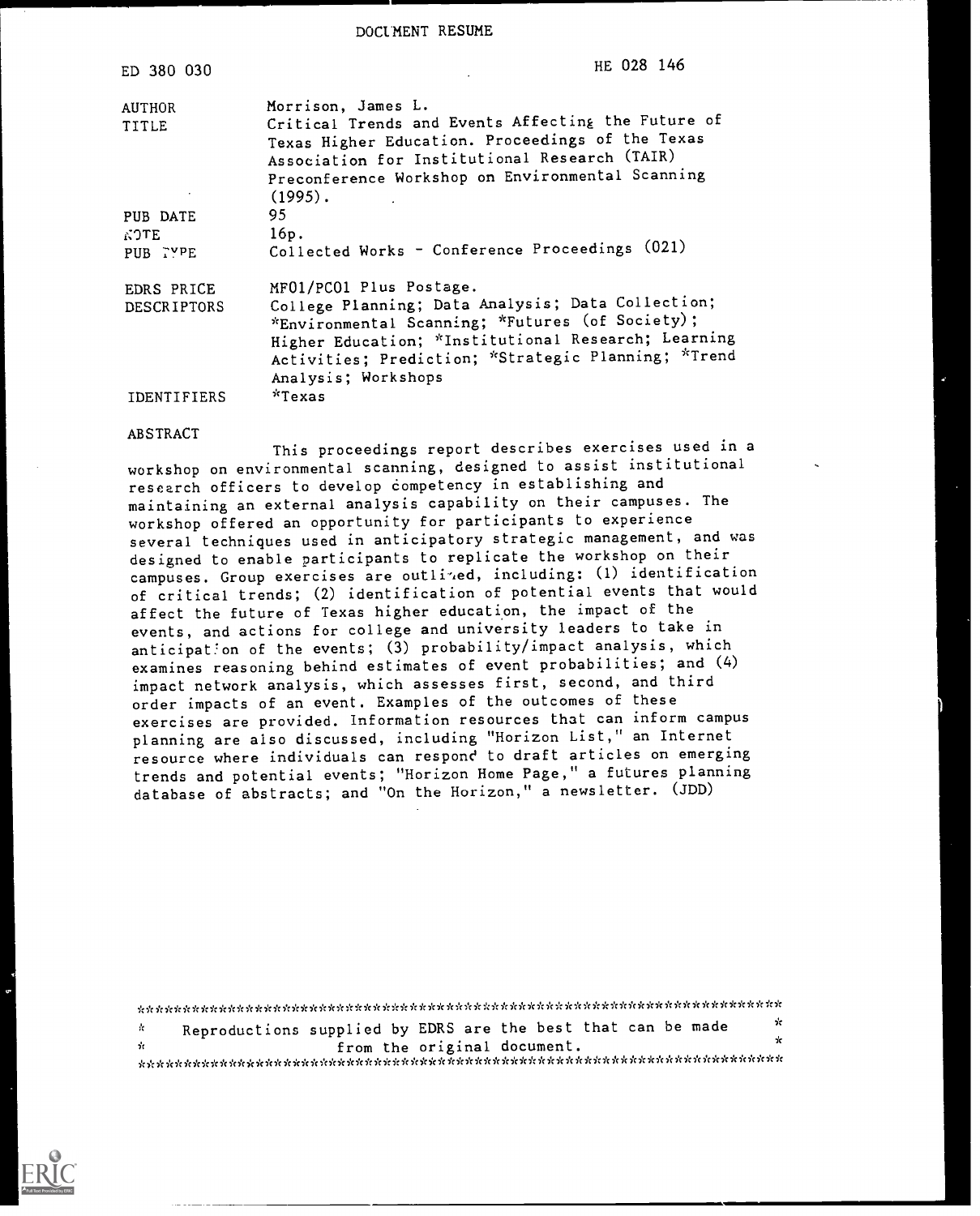DOCUMENT RESUME

| | |
|---|---|
| ED 380 030 | HE 028 146 |
| AUTHOR | Morrison, James L. |
| TITLE | Critical Trends and Events Affecting the Future of Texas Higher Education. Proceedings of the Texas Association for Institutional Research (TAIR) Preconference Workshop on Environmental Scanning (1995). |
| PUB DATE | 95 |
| NOTE | 16p. |
| PUB TYPE | Collected Works - Conference Proceedings (021) |
| EDRS PRICE | MF01/PC01 Plus Postage. |
| DESCRIPTORS | College Planning; Data Analysis; Data Collection; *Environmental Scanning; *Futures (of Society); Higher Education; *Institutional Research; Learning Activities; Prediction; *Strategic Planning; *Trend Analysis; Workshops |
| IDENTIFIERS | *Texas |

ABSTRACT

This proceedings report describes exercises used in a workshop on environmental scanning, designed to assist institutional research officers to develop competency in establishing and maintaining an external analysis capability on their campuses. The workshop offered an opportunity for participants to experience several techniques used in anticipatory strategic management, and was designed to enable participants to replicate the workshop on their campuses. Group exercises are outlined, including: (1) identification of critical trends; (2) identification of potential events that would affect the future of Texas higher education, the impact of the events, and actions for college and university leaders to take in anticipation of the events; (3) probability/impact analysis, which examines reasoning behind estimates of event probabilities; and (4) impact network analysis, which assesses first, second, and third order impacts of an event. Examples of the outcomes of these exercises are provided. Information resources that can inform campus planning are also discussed, including "Horizon List," an Internet resource where individuals can respond to draft articles on emerging trends and potential events; "Horizon Home Page," a futures planning database of abstracts; and "On the Horizon," a newsletter. (JDD)

***********************************************************************

Reproductions supplied by EDRS are the best that can be made from the original document.

***********************************************************************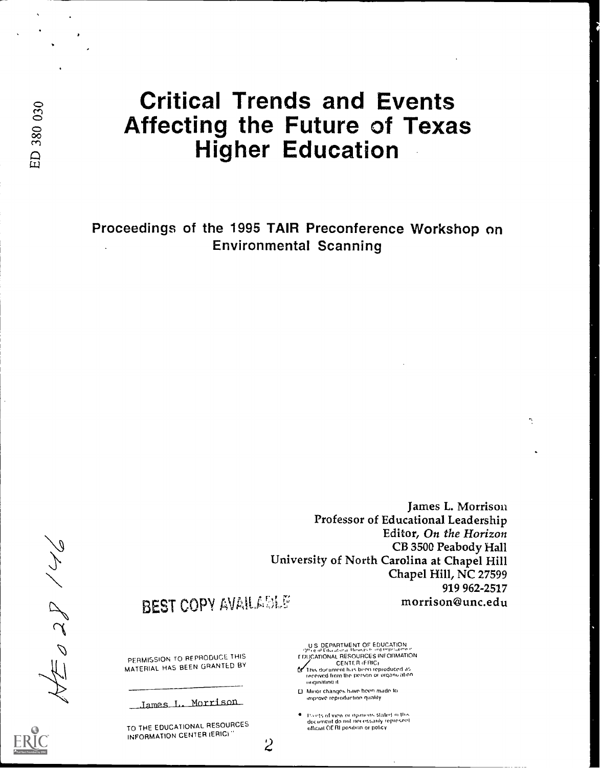# Critical Trends and Events Affecting the Future of Texas Higher Education

Proceedings of the 1995 TAIR Preconference Workshop on Environmental Scanning

James L. Morrison
Professor of Educational Leadership
Editor, *On the Horizon*
CB 3500 Peabody Hall
University of North Carolina at Chapel Hill
Chapel Hill, NC 27599
919 962-2517
morrison@unc.edu

BEST COPY AVAILABLE

ED 380 030

HE 028 146

PERMISSION TO REPRODUCE THIS MATERIAL HAS BEEN GRANTED BY

James L. Morrison

TO THE EDUCATIONAL RESOURCES INFORMATION CENTER (ERIC)"

U.S. DEPARTMENT OF EDUCATION
Office of Educational Research and Improvement
EDUCATIONAL RESOURCES INFORMATION CENTER (ERIC)

- This document has been reproduced as received from the person or organization originating it.
- Minor changes have been made to improve reproduction quality.
- Points of view or opinions stated in this document do not necessarily represent official OERI position or policy.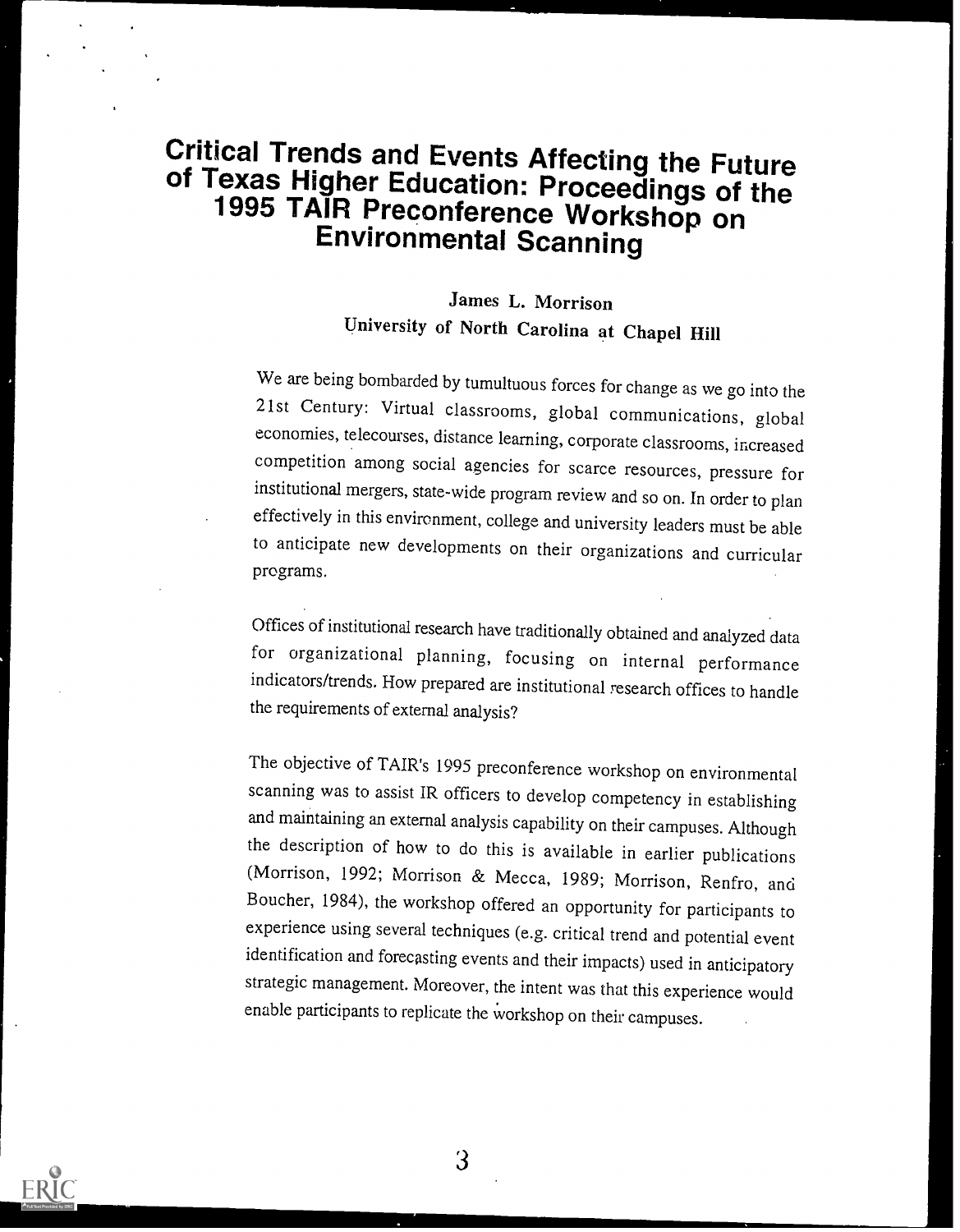# Critical Trends and Events Affecting the Future of Texas Higher Education: Proceedings of the 1995 TAIR Preconference Workshop on Environmental Scanning

**James L. Morrison**
**University of North Carolina at Chapel Hill**

We are being bombarded by tumultuous forces for change as we go into the 21st Century: Virtual classrooms, global communications, global economies, telecourses, distance learning, corporate classrooms, increased competition among social agencies for scarce resources, pressure for institutional mergers, state-wide program review and so on. In order to plan effectively in this environment, college and university leaders must be able to anticipate new developments on their organizations and curricular programs.

Offices of institutional research have traditionally obtained and analyzed data for organizational planning, focusing on internal performance indicators/trends. How prepared are institutional research offices to handle the requirements of external analysis?

The objective of TAIR's 1995 preconference workshop on environmental scanning was to assist IR officers to develop competency in establishing and maintaining an external analysis capability on their campuses. Although the description of how to do this is available in earlier publications (Morrison, 1992; Morrison & Mecca, 1989; Morrison, Renfro, and Boucher, 1984), the workshop offered an opportunity for participants to experience using several techniques (e.g. critical trend and potential event identification and forecasting events and their impacts) used in anticipatory strategic management. Moreover, the intent was that this experience would enable participants to replicate the workshop on their campuses.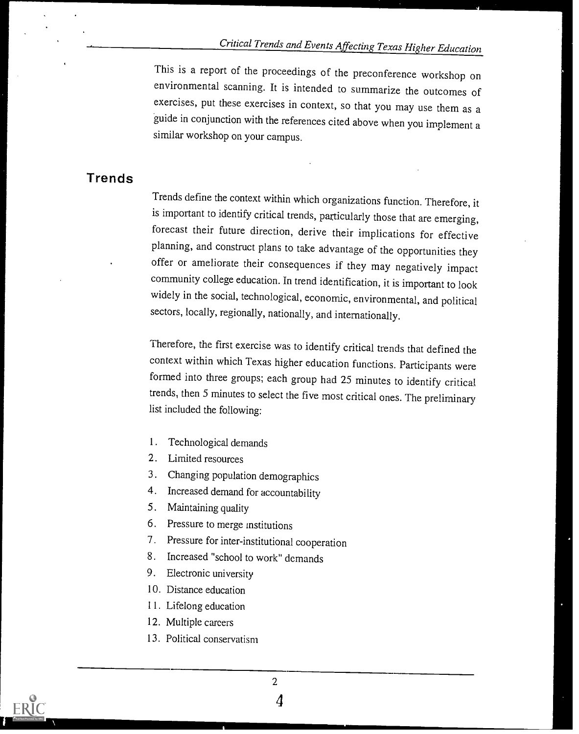This is a report of the proceedings of the preconference workshop on environmental scanning. It is intended to summarize the outcomes of exercises, put these exercises in context, so that you may use them as a guide in conjunction with the references cited above when you implement a similar workshop on your campus.

## Trends

Trends define the context within which organizations function. Therefore, it is important to identify critical trends, particularly those that are emerging, forecast their future direction, derive their implications for effective planning, and construct plans to take advantage of the opportunities they offer or ameliorate their consequences if they may negatively impact community college education. In trend identification, it is important to look widely in the social, technological, economic, environmental, and political sectors, locally, regionally, nationally, and internationally.

Therefore, the first exercise was to identify critical trends that defined the context within which Texas higher education functions. Participants were formed into three groups; each group had 25 minutes to identify critical trends, then 5 minutes to select the five most critical ones. The preliminary list included the following:

1. Technological demands
2. Limited resources
3. Changing population demographics
4. Increased demand for accountability
5. Maintaining quality
6. Pressure to merge institutions
7. Pressure for inter-institutional cooperation
8. Increased "school to work" demands
9. Electronic university
10. Distance education
11. Lifelong education
12. Multiple careers
13. Political conservatism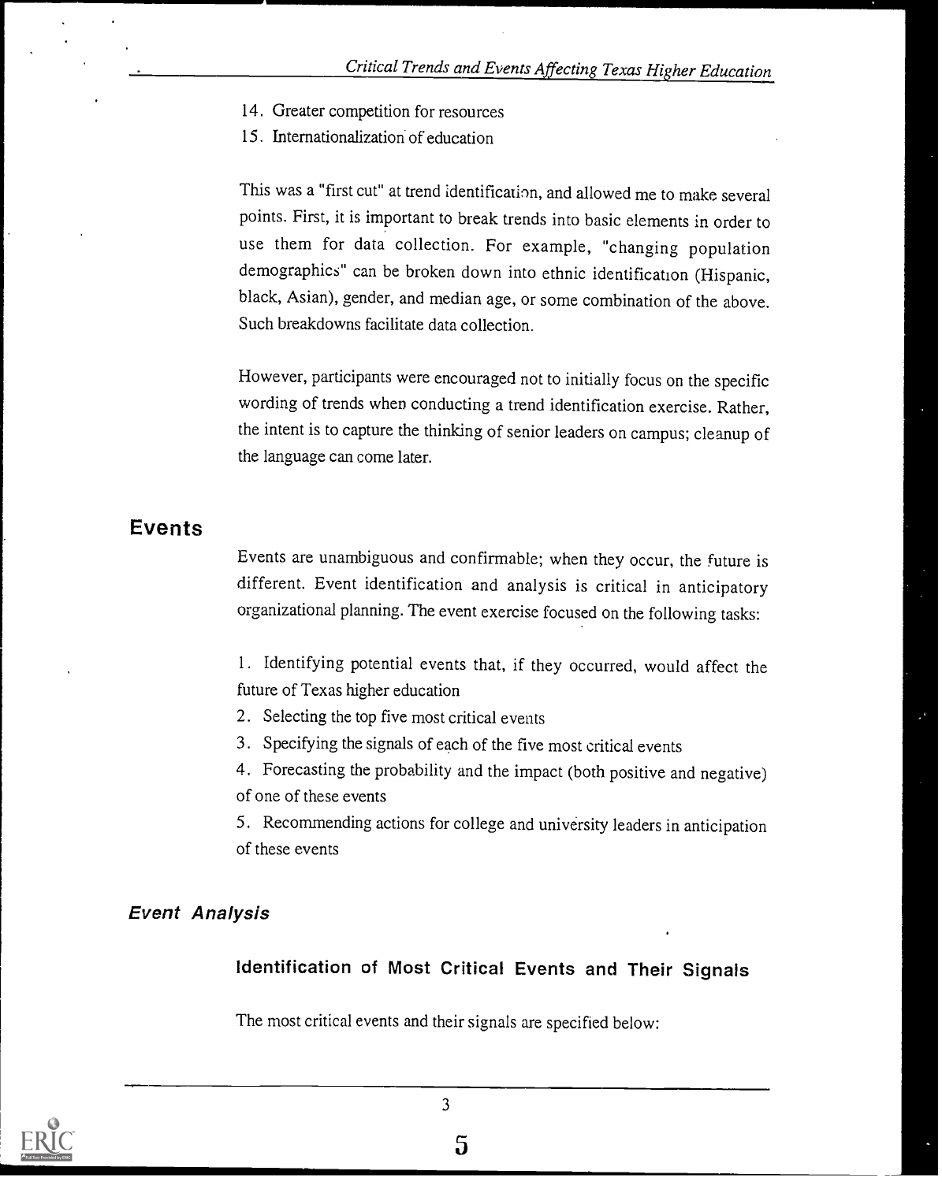14. Greater competition for resources
15. Internationalization of education

This was a "first cut" at trend identification, and allowed me to make several points. First, it is important to break trends into basic elements in order to use them for data collection. For example, "changing population demographics" can be broken down into ethnic identification (Hispanic, black, Asian), gender, and median age, or some combination of the above. Such breakdowns facilitate data collection.

However, participants were encouraged not to initially focus on the specific wording of trends when conducting a trend identification exercise. Rather, the intent is to capture the thinking of senior leaders on campus; cleanup of the language can come later.

## Events

Events are unambiguous and confirmable; when they occur, the future is different. Event identification and analysis is critical in anticipatory organizational planning. The event exercise focused on the following tasks:

1. Identifying potential events that, if they occurred, would affect the future of Texas higher education
2. Selecting the top five most critical events
3. Specifying the signals of each of the five most critical events
4. Forecasting the probability and the impact (both positive and negative) of one of these events
5. Recommending actions for college and university leaders in anticipation of these events

### *Event Analysis*

#### Identification of Most Critical Events and Their Signals

The most critical events and their signals are specified below: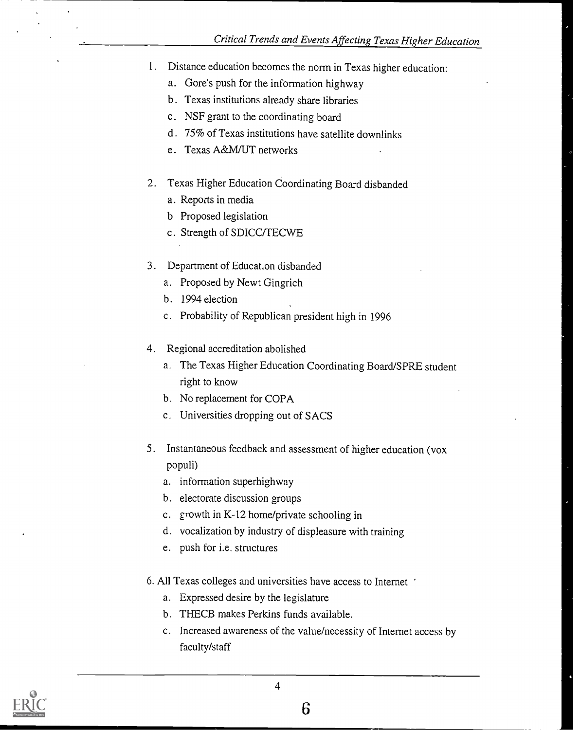1. Distance education becomes the norm in Texas higher education:
   a. Gore's push for the information highway
   b. Texas institutions already share libraries
   c. NSF grant to the coordinating board
   d. 75% of Texas institutions have satellite downlinks
   e. Texas A&M/UT networks

2. Texas Higher Education Coordinating Board disbanded
   a. Reports in media
   b Proposed legislation
   c. Strength of SDICC/TECWE

3. Department of Educat.on disbanded
   a. Proposed by Newt Gingrich
   b. 1994 election
   c. Probability of Republican president high in 1996

4. Regional accreditation abolished
   a. The Texas Higher Education Coordinating Board/SPRE student right to know
   b. No replacement for COPA
   c. Universities dropping out of SACS

5. Instantaneous feedback and assessment of higher education (vox populi)
   a. information superhighway
   b. electorate discussion groups
   c. growth in K-12 home/private schooling in
   d. vocalization by industry of displeasure with training
   e. push for i.e. structures

6. All Texas colleges and universities have access to Internet
   a. Expressed desire by the legislature
   b. THECB makes Perkins funds available.
   c. Increased awareness of the value/necessity of Internet access by faculty/staff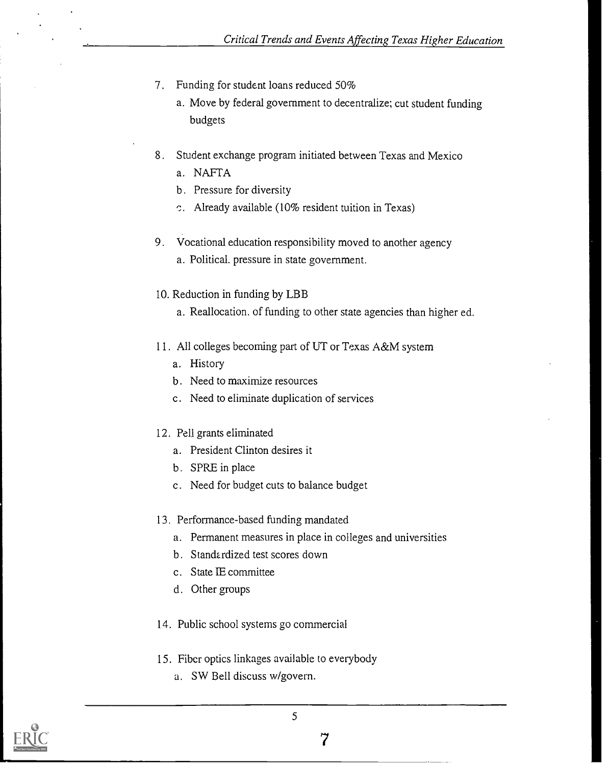7. Funding for student loans reduced 50%
   a. Move by federal government to decentralize; cut student funding budgets

8. Student exchange program initiated between Texas and Mexico
   a. NAFTA
   b. Pressure for diversity
   c. Already available (10% resident tuition in Texas)

9. Vocational education responsibility moved to another agency
   a. Political. pressure in state government.

10. Reduction in funding by LBB
    a. Reallocation. of funding to other state agencies than higher ed.

11. All colleges becoming part of UT or Texas A&M system
    a. History
    b. Need to maximize resources
    c. Need to eliminate duplication of services

12. Pell grants eliminated
    a. President Clinton desires it
    b. SPRE in place
    c. Need for budget cuts to balance budget

13. Performance-based funding mandated
    a. Permanent measures in place in colleges and universities
    b. Standardized test scores down
    c. State IE committee
    d. Other groups

14. Public school systems go commercial

15. Fiber optics linkages available to everybody
    a. SW Bell discuss w/govern.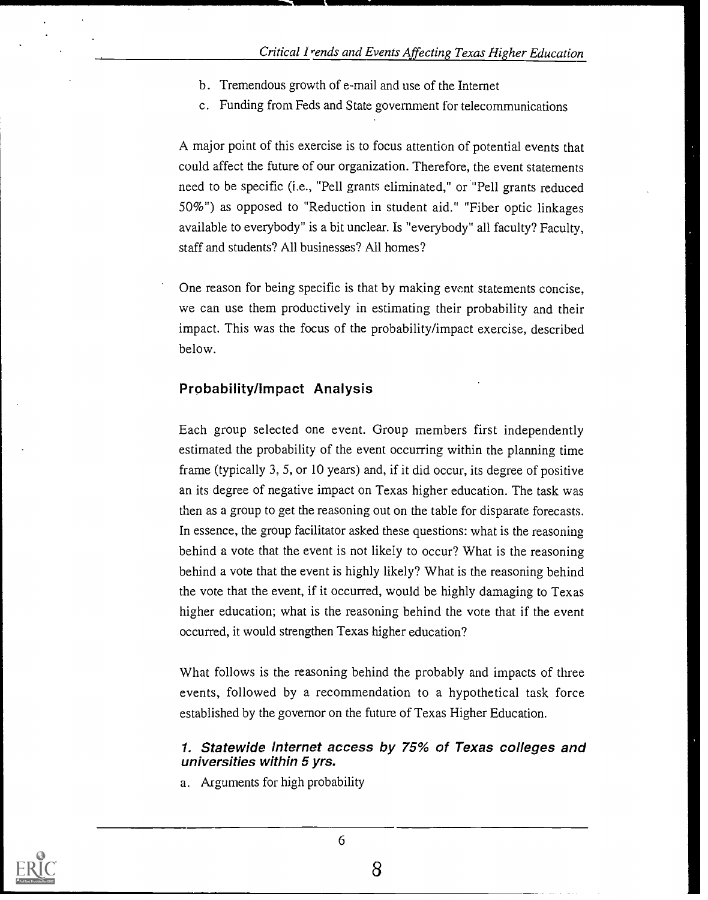b. Tremendous growth of e-mail and use of the Internet
c. Funding from Feds and State government for telecommunications

A major point of this exercise is to focus attention of potential events that could affect the future of our organization. Therefore, the event statements need to be specific (i.e., "Pell grants eliminated," or "Pell grants reduced 50%") as opposed to "Reduction in student aid." "Fiber optic linkages available to everybody" is a bit unclear. Is "everybody" all faculty? Faculty, staff and students? All businesses? All homes?

One reason for being specific is that by making event statements concise, we can use them productively in estimating their probability and their impact. This was the focus of the probability/impact exercise, described below.

## Probability/Impact Analysis

Each group selected one event. Group members first independently estimated the probability of the event occurring within the planning time frame (typically 3, 5, or 10 years) and, if it did occur, its degree of positive an its degree of negative impact on Texas higher education. The task was then as a group to get the reasoning out on the table for disparate forecasts. In essence, the group facilitator asked these questions: what is the reasoning behind a vote that the event is not likely to occur? What is the reasoning behind a vote that the event is highly likely? What is the reasoning behind the vote that the event, if it occurred, would be highly damaging to Texas higher education; what is the reasoning behind the vote that if the event occurred, it would strengthen Texas higher education?

What follows is the reasoning behind the probably and impacts of three events, followed by a recommendation to a hypothetical task force established by the governor on the future of Texas Higher Education.

### *1. Statewide Internet access by 75% of Texas colleges and universities within 5 yrs.*

a. Arguments for high probability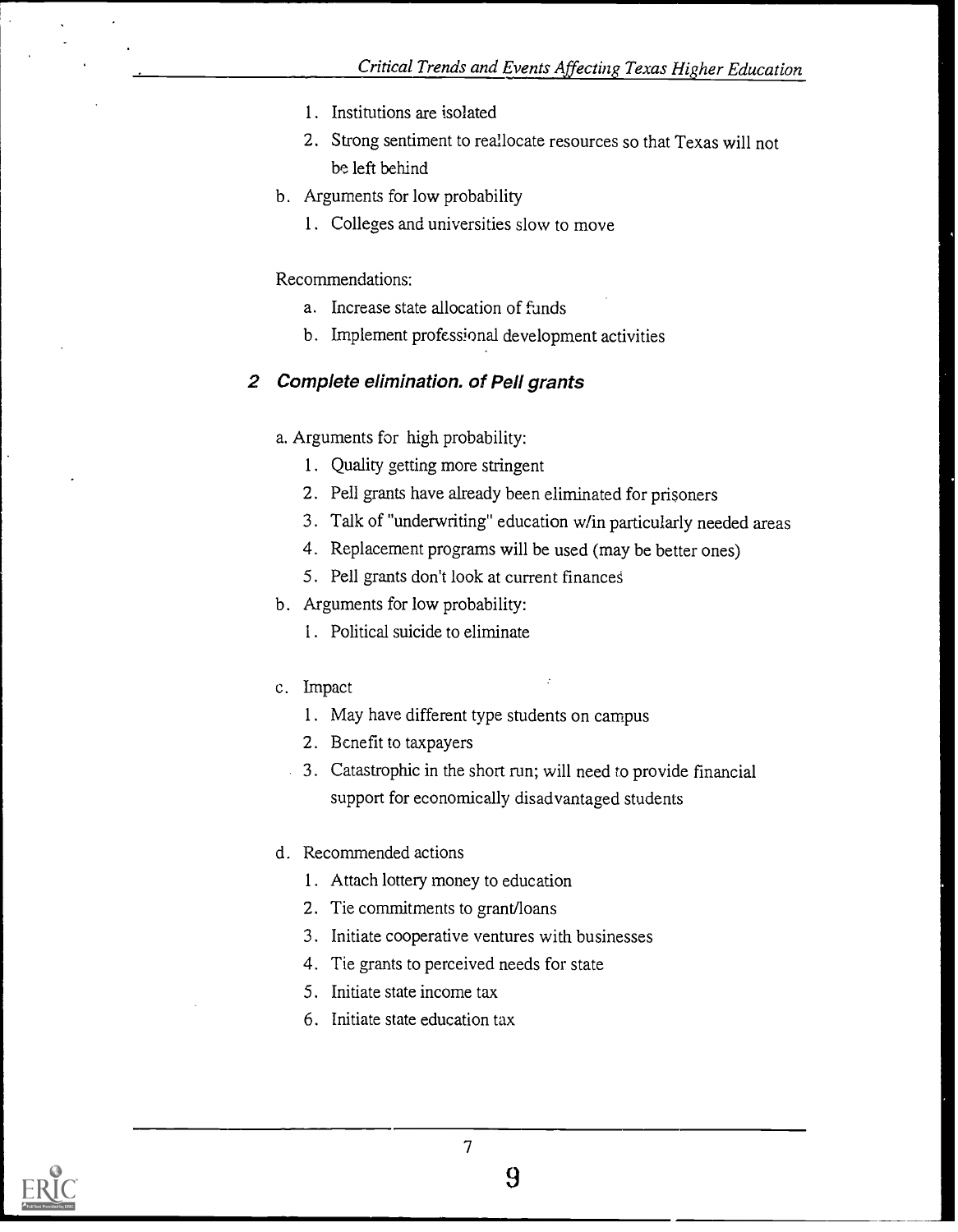1. Institutions are isolated
2. Strong sentiment to reallocate resources so that Texas will not be left behind

b. Arguments for low probability

1. Colleges and universities slow to move

Recommendations:

a. Increase state allocation of funds
b. Implement professional development activities

### 2 *Complete elimination. of Pell grants*

a. Arguments for high probability:

1. Quality getting more stringent
2. Pell grants have already been eliminated for prisoners
3. Talk of "underwriting" education w/in particularly needed areas
4. Replacement programs will be used (may be better ones)
5. Pell grants don't look at current finances

b. Arguments for low probability:

1. Political suicide to eliminate

c. Impact

1. May have different type students on campus
2. Benefit to taxpayers
3. Catastrophic in the short run; will need to provide financial support for economically disadvantaged students

d. Recommended actions

1. Attach lottery money to education
2. Tie commitments to grant/loans
3. Initiate cooperative ventures with businesses
4. Tie grants to perceived needs for state
5. Initiate state income tax
6. Initiate state education tax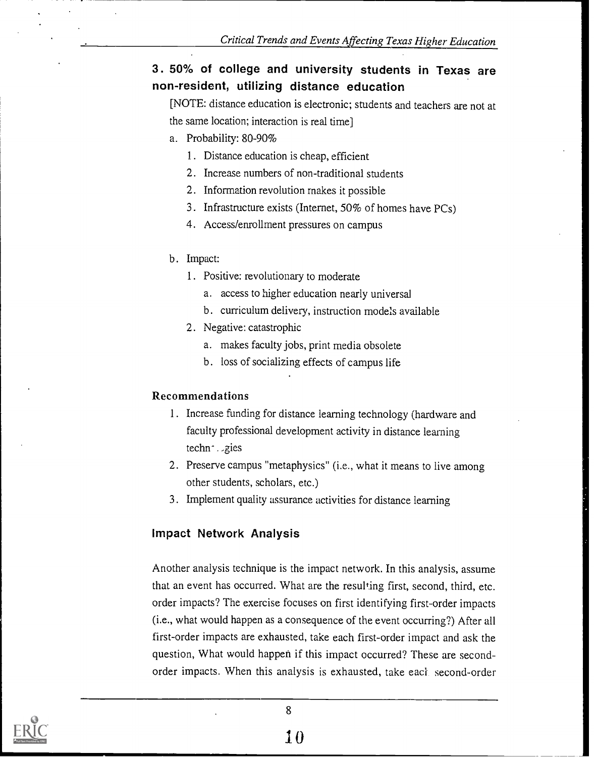### 3. 50% of college and university students in Texas are non-resident, utilizing distance education

[NOTE: distance education is electronic; students and teachers are not at the same location; interaction is real time]

a. Probability: 80-90%
   1. Distance education is cheap, efficient
   2. Increase numbers of non-traditional students
   2. Information revolution makes it possible
   3. Infrastructure exists (Internet, 50% of homes have PCs)
   4. Access/enrollment pressures on campus

b. Impact:
   1. Positive: revolutionary to moderate
      a. access to higher education nearly universal
      b. curriculum delivery, instruction models available
   2. Negative: catastrophic
      a. makes faculty jobs, print media obsolete
      b. loss of socializing effects of campus life

#### Recommendations

1. Increase funding for distance learning technology (hardware and faculty professional development activity in distance learning techn‸ ‸gies
2. Preserve campus "metaphysics" (i.e., what it means to live among other students, scholars, etc.)
3. Implement quality assurance activities for distance learning

### Impact Network Analysis

Another analysis technique is the impact network. In this analysis, assume that an event has occurred. What are the resulting first, second, third, etc. order impacts? The exercise focuses on first identifying first-order impacts (i.e., what would happen as a consequence of the event occurring?) After all first-order impacts are exhausted, take each first-order impact and ask the question, What would happen if this impact occurred? These are second-order impacts. When this analysis is exhausted, take each second-order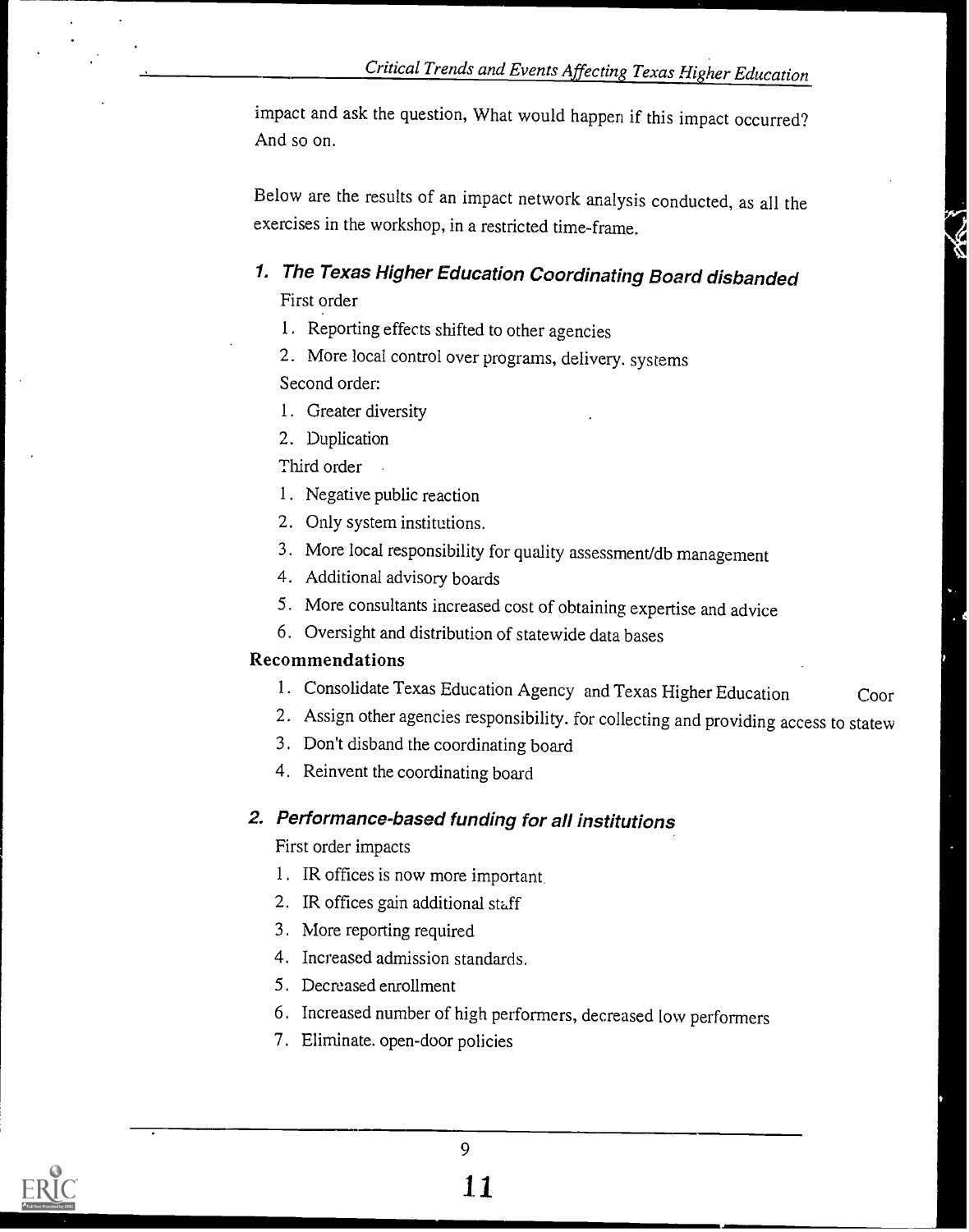impact and ask the question, What would happen if this impact occurred? And so on.

Below are the results of an impact network analysis conducted, as all the exercises in the workshop, in a restricted time-frame.

### 1. The Texas Higher Education Coordinating Board disbanded

First order

1. Reporting effects shifted to other agencies
2. More local control over programs, delivery. systems

Second order:

1. Greater diversity
2. Duplication

Third order

1. Negative public reaction
2. Only system institutions.
3. More local responsibility for quality assessment/db management
4. Additional advisory boards
5. More consultants increased cost of obtaining expertise and advice
6. Oversight and distribution of statewide data bases

**Recommendations**

1. Consolidate Texas Education Agency and Texas Higher Education Coor
2. Assign other agencies responsibility. for collecting and providing access to statew
3. Don't disband the coordinating board
4. Reinvent the coordinating board

### 2. Performance-based funding for all institutions

First order impacts

1. IR offices is now more important.
2. IR offices gain additional staff
3. More reporting required
4. Increased admission standards.
5. Decreased enrollment
6. Increased number of high performers, decreased low performers
7. Eliminate. open-door policies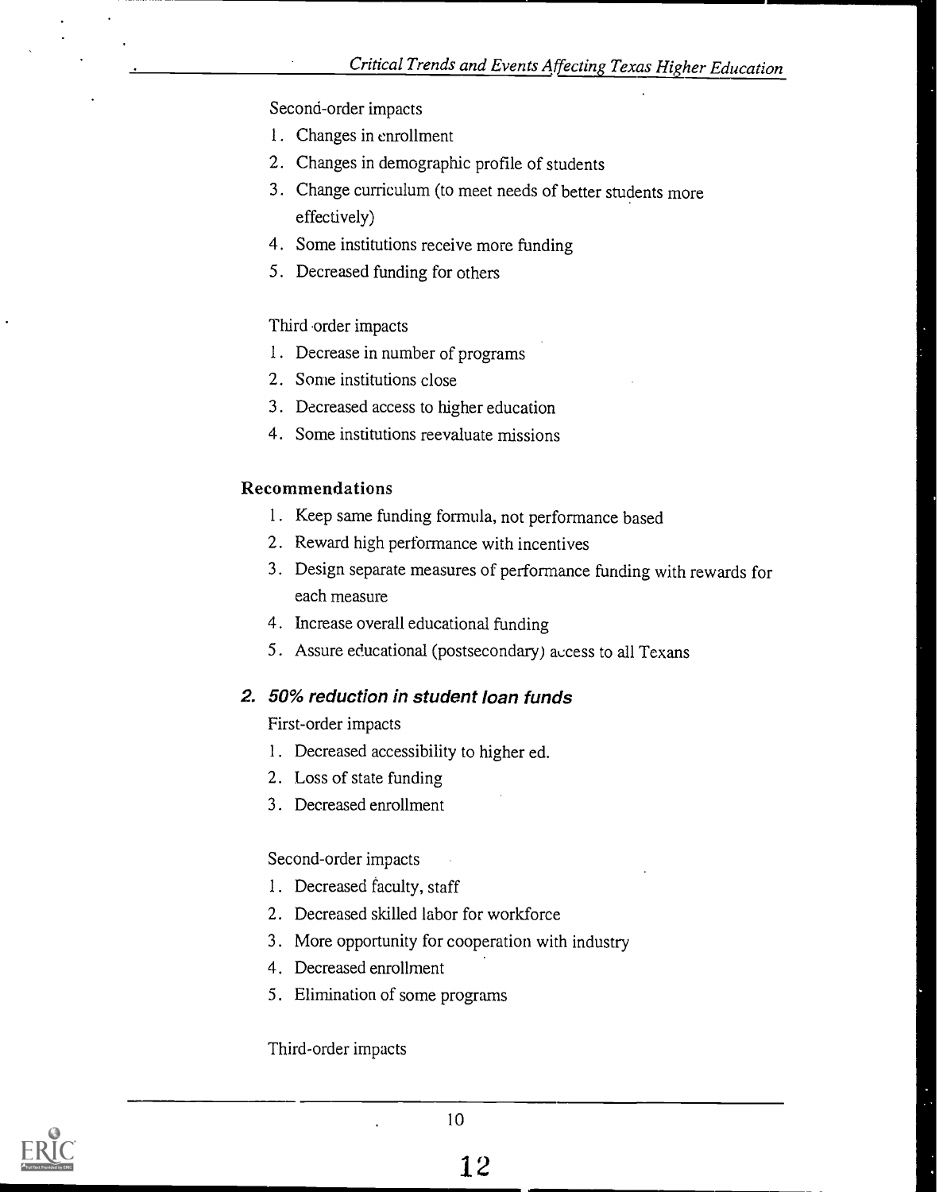Second-order impacts

1. Changes in enrollment
2. Changes in demographic profile of students
3. Change curriculum (to meet needs of better students more effectively)
4. Some institutions receive more funding
5. Decreased funding for others

Third order impacts

1. Decrease in number of programs
2. Some institutions close
3. Decreased access to higher education
4. Some institutions reevaluate missions

### Recommendations

1. Keep same funding formula, not performance based
2. Reward high performance with incentives
3. Design separate measures of performance funding with rewards for each measure
4. Increase overall educational funding
5. Assure educational (postsecondary) access to all Texans

### 2. *50% reduction in student loan funds*

First-order impacts

1. Decreased accessibility to higher ed.
2. Loss of state funding
3. Decreased enrollment

Second-order impacts

1. Decreased faculty, staff
2. Decreased skilled labor for workforce
3. More opportunity for cooperation with industry
4. Decreased enrollment
5. Elimination of some programs

Third-order impacts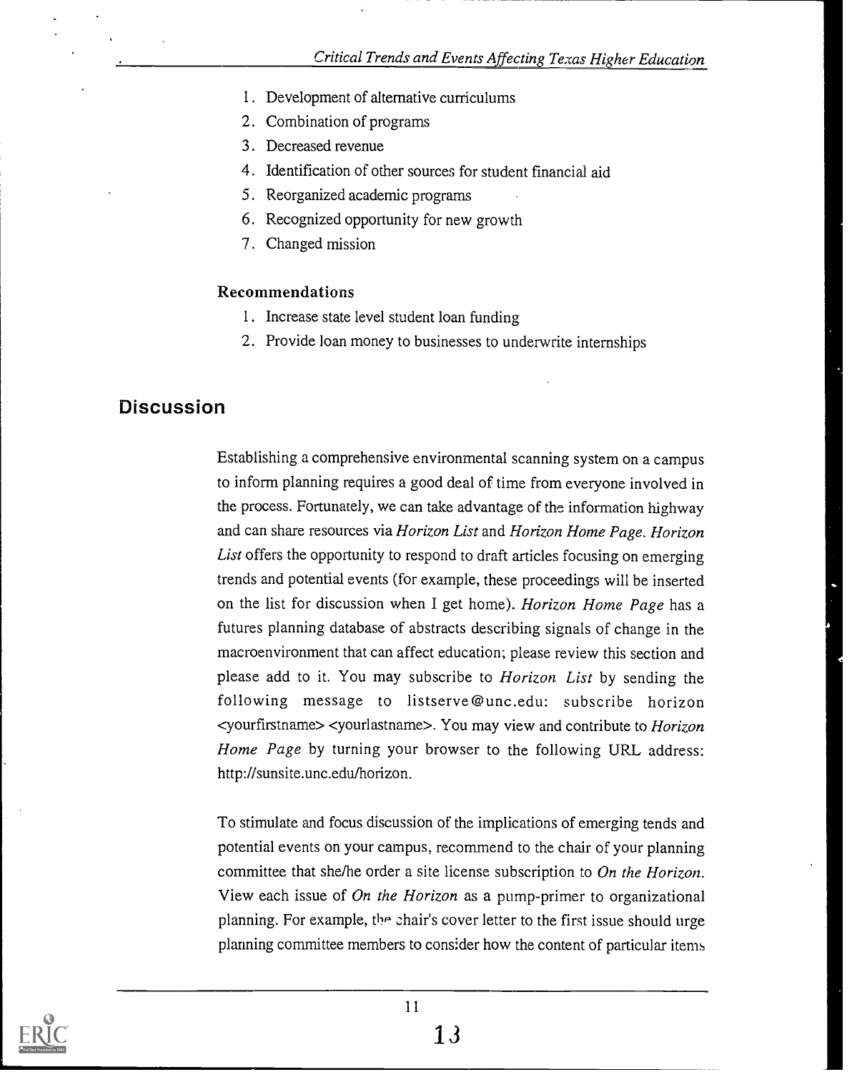1. Development of alternative curriculums
2. Combination of programs
3. Decreased revenue
4. Identification of other sources for student financial aid
5. Reorganized academic programs
6. Recognized opportunity for new growth
7. Changed mission

**Recommendations**

1. Increase state level student loan funding
2. Provide loan money to businesses to underwrite internships

## Discussion

Establishing a comprehensive environmental scanning system on a campus to inform planning requires a good deal of time from everyone involved in the process. Fortunately, we can take advantage of the information highway and can share resources via *Horizon List* and *Horizon Home Page*. *Horizon List* offers the opportunity to respond to draft articles focusing on emerging trends and potential events (for example, these proceedings will be inserted on the list for discussion when I get home). *Horizon Home Page* has a futures planning database of abstracts describing signals of change in the macroenvironment that can affect education; please review this section and please add to it. You may subscribe to *Horizon List* by sending the following message to listserve@unc.edu: subscribe horizon <yourfirstname> <yourlastname>. You may view and contribute to *Horizon Home Page* by turning your browser to the following URL address: http://sunsite.unc.edu/horizon.

To stimulate and focus discussion of the implications of emerging tends and potential events on your campus, recommend to the chair of your planning committee that she/he order a site license subscription to *On the Horizon*. View each issue of *On the Horizon* as a pump-primer to organizational planning. For example, the chair's cover letter to the first issue should urge planning committee members to consider how the content of particular items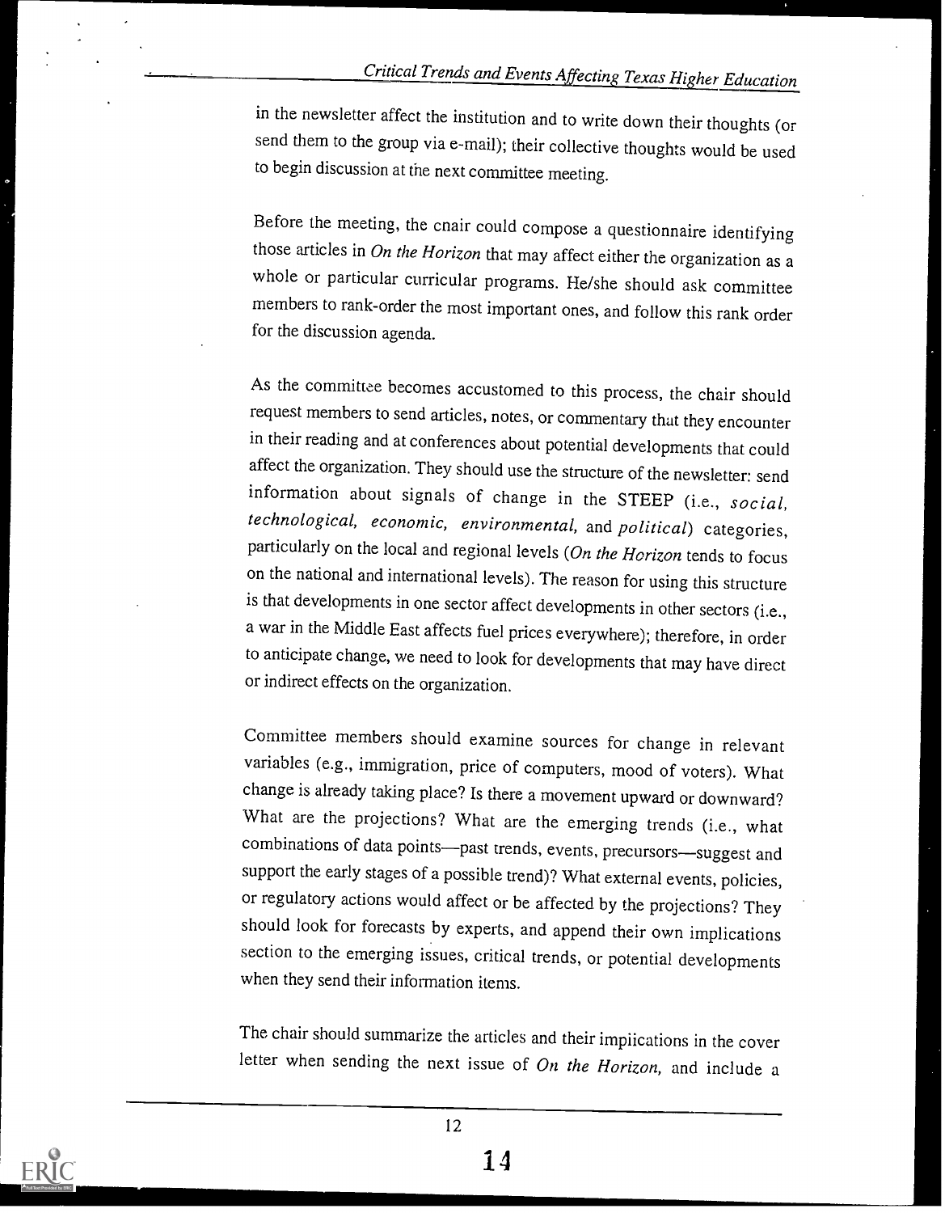in the newsletter affect the institution and to write down their thoughts (or send them to the group via e-mail); their collective thoughts would be used to begin discussion at the next committee meeting.

Before the meeting, the chair could compose a questionnaire identifying those articles in *On the Horizon* that may affect either the organization as a whole or particular curricular programs. He/she should ask committee members to rank-order the most important ones, and follow this rank order for the discussion agenda.

As the committee becomes accustomed to this process, the chair should request members to send articles, notes, or commentary that they encounter in their reading and at conferences about potential developments that could affect the organization. They should use the structure of the newsletter: send information about signals of change in the STEEP (i.e., *social, technological, economic, environmental,* and *political*) categories, particularly on the local and regional levels (*On the Horizon* tends to focus on the national and international levels). The reason for using this structure is that developments in one sector affect developments in other sectors (i.e., a war in the Middle East affects fuel prices everywhere); therefore, in order to anticipate change, we need to look for developments that may have direct or indirect effects on the organization.

Committee members should examine sources for change in relevant variables (e.g., immigration, price of computers, mood of voters). What change is already taking place? Is there a movement upward or downward? What are the projections? What are the emerging trends (i.e., what combinations of data points—past trends, events, precursors—suggest and support the early stages of a possible trend)? What external events, policies, or regulatory actions would affect or be affected by the projections? They should look for forecasts by experts, and append their own implications section to the emerging issues, critical trends, or potential developments when they send their information items.

The chair should summarize the articles and their implications in the cover letter when sending the next issue of *On the Horizon,* and include a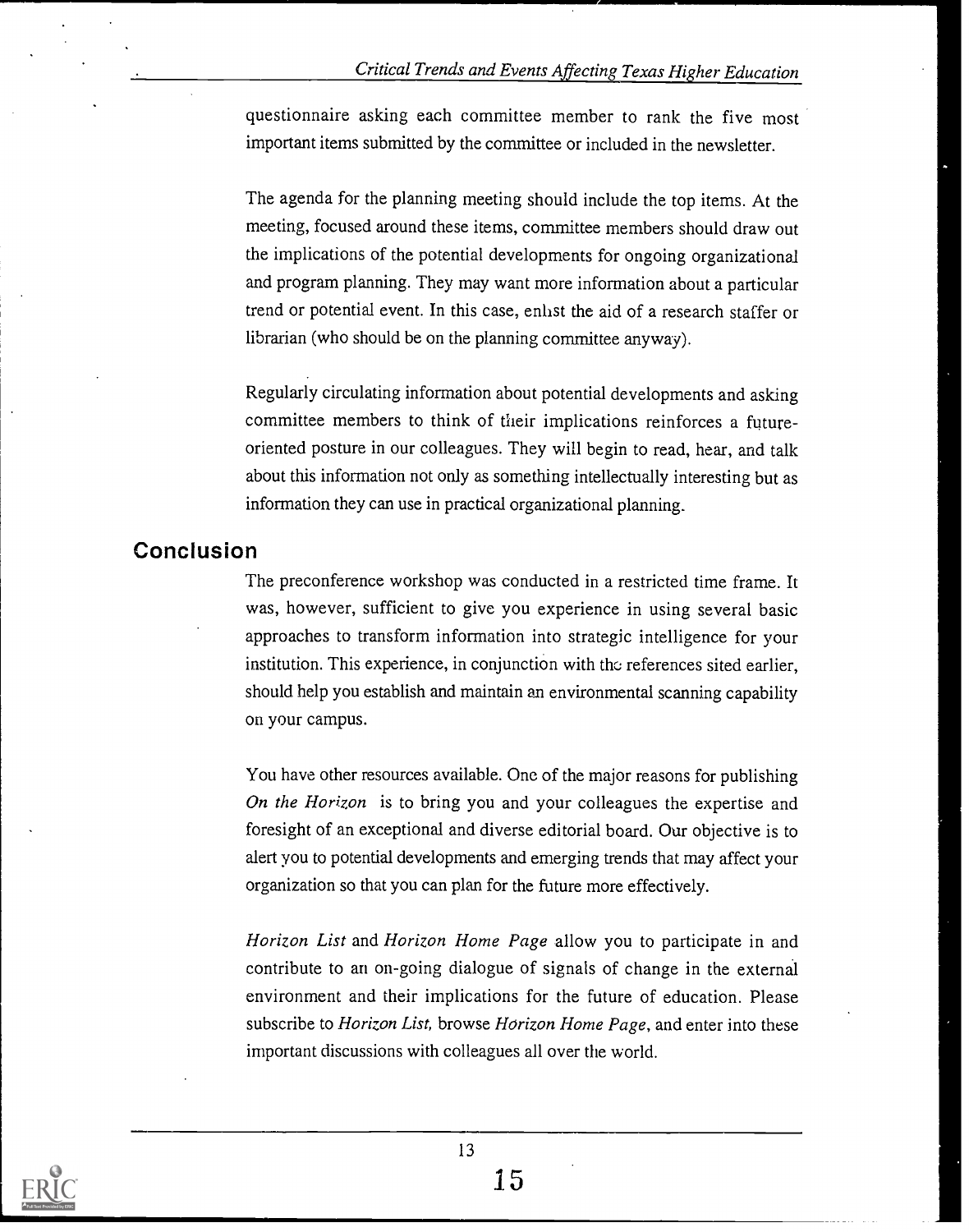questionnaire asking each committee member to rank the five most important items submitted by the committee or included in the newsletter.

The agenda for the planning meeting should include the top items. At the meeting, focused around these items, committee members should draw out the implications of the potential developments for ongoing organizational and program planning. They may want more information about a particular trend or potential event. In this case, enlist the aid of a research staffer or librarian (who should be on the planning committee anyway).

Regularly circulating information about potential developments and asking committee members to think of their implications reinforces a future-oriented posture in our colleagues. They will begin to read, hear, and talk about this information not only as something intellectually interesting but as information they can use in practical organizational planning.

## Conclusion

The preconference workshop was conducted in a restricted time frame. It was, however, sufficient to give you experience in using several basic approaches to transform information into strategic intelligence for your institution. This experience, in conjunction with the references sited earlier, should help you establish and maintain an environmental scanning capability on your campus.

You have other resources available. One of the major reasons for publishing *On the Horizon* is to bring you and your colleagues the expertise and foresight of an exceptional and diverse editorial board. Our objective is to alert you to potential developments and emerging trends that may affect your organization so that you can plan for the future more effectively.

*Horizon List* and *Horizon Home Page* allow you to participate in and contribute to an on-going dialogue of signals of change in the external environment and their implications for the future of education. Please subscribe to *Horizon List*, browse *Horizon Home Page*, and enter into these important discussions with colleagues all over the world.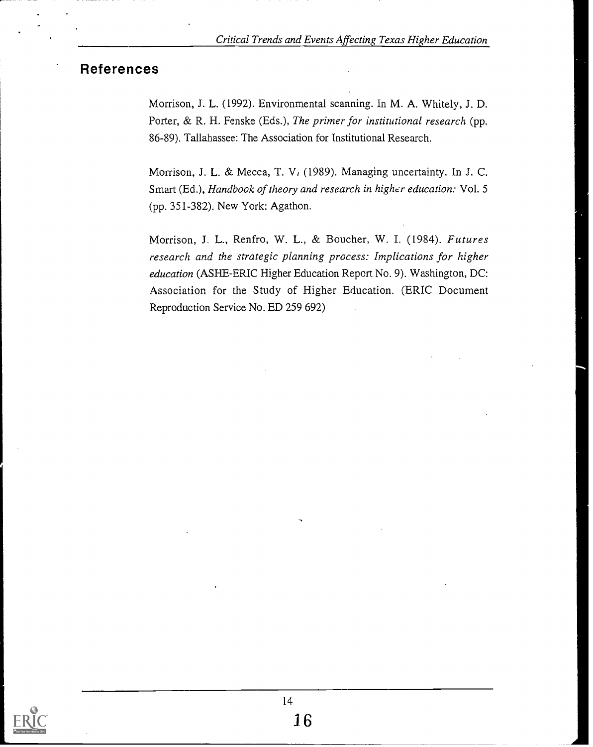## References

Morrison, J. L. (1992). Environmental scanning. In M. A. Whitely, J. D. Porter, & R. H. Fenske (Eds.), *The primer for institutional research* (pp. 86-89). Tallahassee: The Association for Institutional Research.

Morrison, J. L. & Mecca, T. V. (1989). Managing uncertainty. In J. C. Smart (Ed.), *Handbook of theory and research in higher education:* Vol. 5 (pp. 351-382). New York: Agathon.

Morrison, J. L., Renfro, W. L., & Boucher, W. I. (1984). *Futures research and the strategic planning process: Implications for higher education* (ASHE-ERIC Higher Education Report No. 9). Washington, DC: Association for the Study of Higher Education. (ERIC Document Reproduction Service No. ED 259 692)